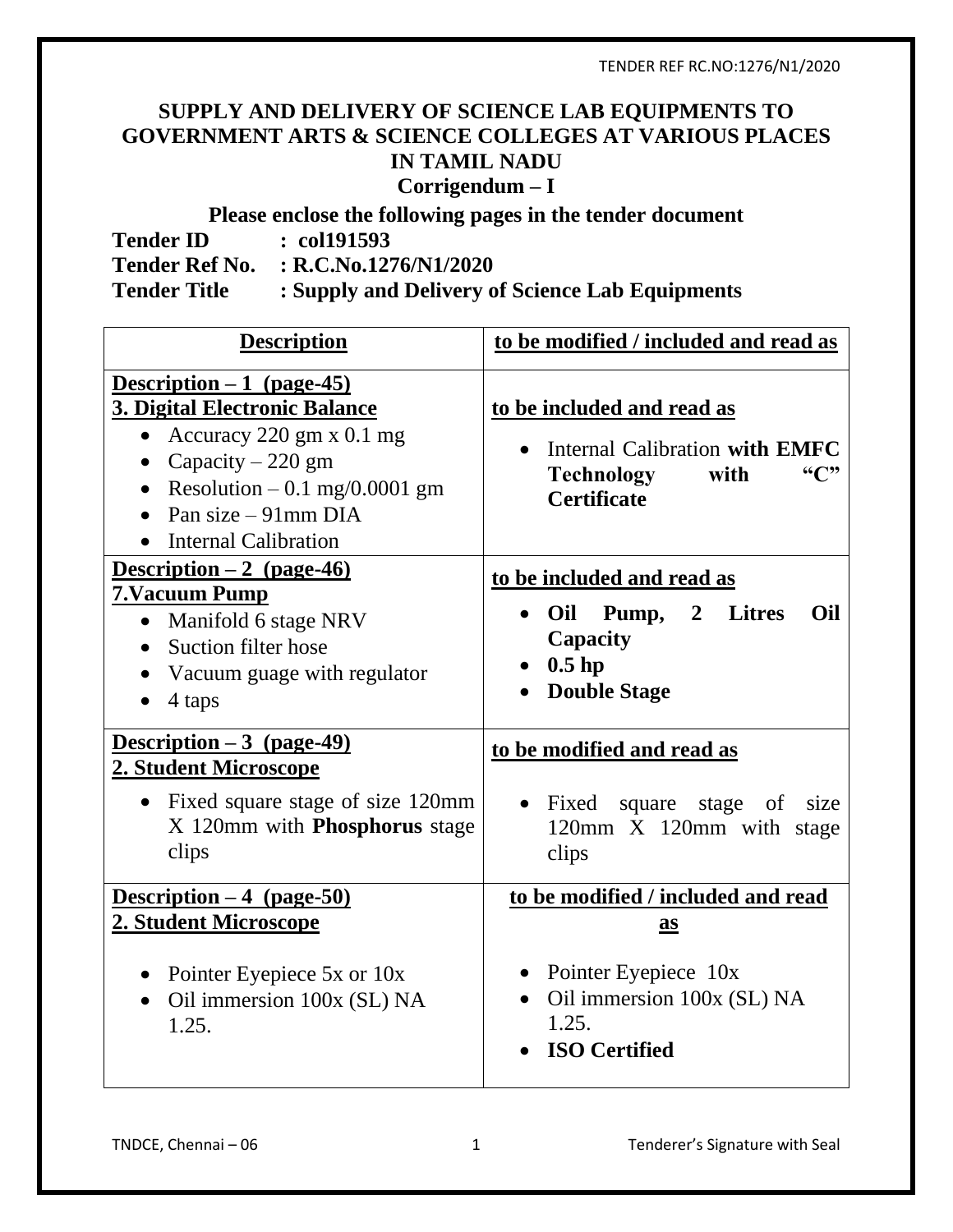# SUPPLY AND DELIVERY OF SCIENCE LAB EQUIPMENTS TO GOVERNMENT ARTS & SCIENCE COLLEGES AT VARIOUS PLACES IN TAMIL NADU

## Corrigendum – I

**Please enclose the following pages in the tender document**

**Tender ID : col191593**
**Tender Ref No. : R.C.No.1276/N1/2020**
**Tender Title : Supply and Delivery of Science Lab Equipments**

| Description | to be modified / included and read as |
|---|---|
| **Description – 1 (page-45)**<br>**3. Digital Electronic Balance**<br>• Accuracy 220 gm x 0.1 mg<br>• Capacity – 220 gm<br>• Resolution – 0.1 mg/0.0001 gm<br>• Pan size – 91mm DIA<br>• Internal Calibration | **to be included and read as**<br>• Internal Calibration **with EMFC Technology with "C" Certificate** |
| **Description – 2 (page-46)**<br>**7.Vacuum Pump**<br>• Manifold 6 stage NRV<br>• Suction filter hose<br>• Vacuum guage with regulator<br>• 4 taps | **to be included and read as**<br>• **Oil Pump, 2 Litres Oil Capacity**<br>• **0.5 hp**<br>• **Double Stage** |
| **Description – 3 (page-49)**<br>**2. Student Microscope**<br>• Fixed square stage of size 120mm X 120mm with **Phosphorus** stage clips | **to be modified and read as**<br>• Fixed square stage of size 120mm X 120mm with stage clips |
| **Description – 4 (page-50)**<br>**2. Student Microscope**<br>• Pointer Eyepiece 5x or 10x<br>• Oil immersion 100x (SL) NA 1.25. | **to be modified / included and read as**<br>• Pointer Eyepiece 10x<br>• Oil immersion 100x (SL) NA 1.25.<br>• **ISO Certified** |

TNDCE, Chennai – 06 Tenderer's Signature with Seal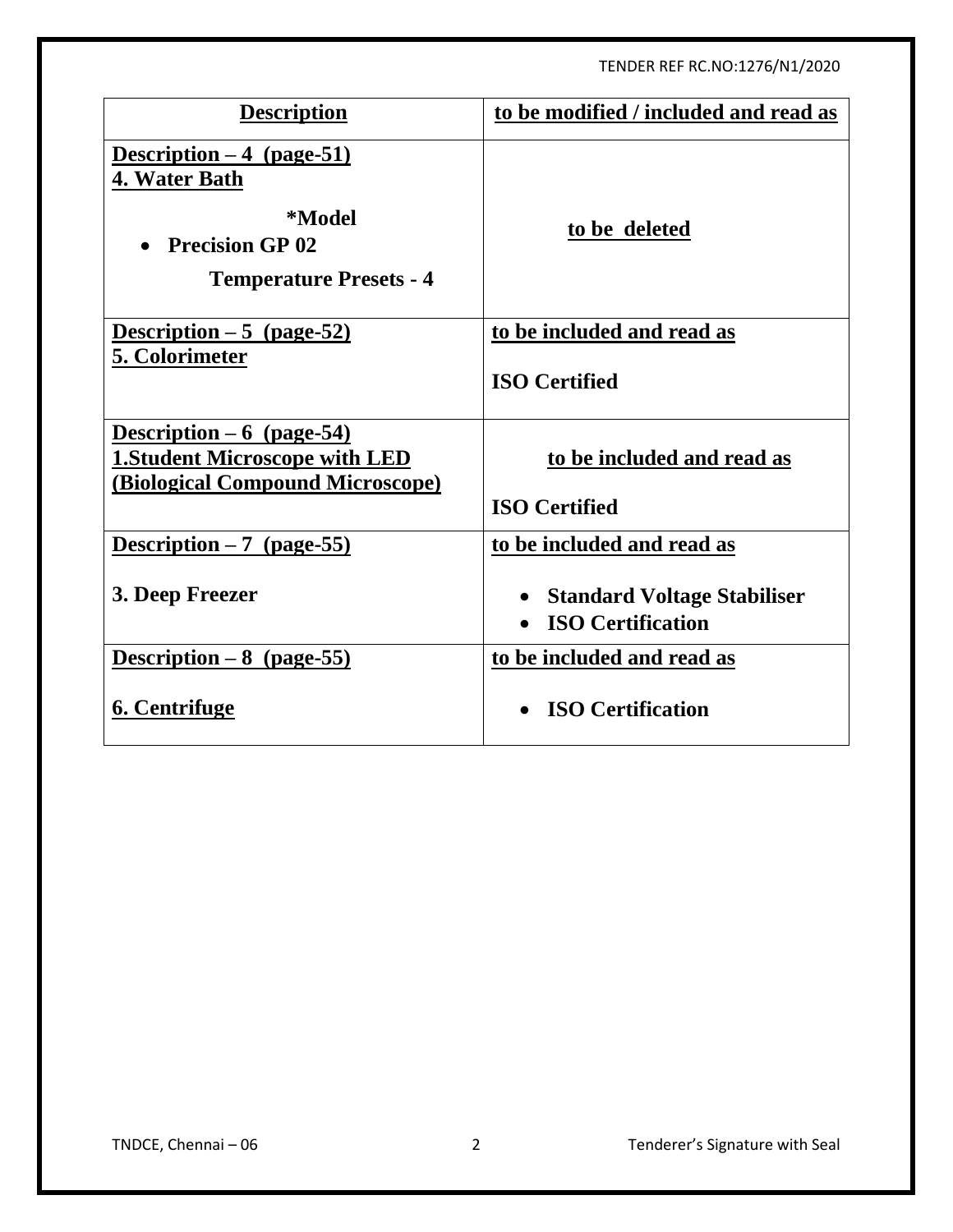| Description | to be modified / included and read as |
|---|---|
| **Description – 4 (page-51)**<br>**4. Water Bath**<br>**\*Model**<br>• **Precision GP 02**<br>**Temperature Presets - 4** | **to be deleted** |
| **Description – 5 (page-52)**<br>**5. Colorimeter** | **to be included and read as**<br>**ISO Certified** |
| **Description – 6 (page-54)**<br>**1.Student Microscope with LED (Biological Compound Microscope)** | **to be included and read as**<br>**ISO Certified** |
| **Description – 7 (page-55)**<br>**3. Deep Freezer** | **to be included and read as**<br>• **Standard Voltage Stabiliser**<br>• **ISO Certification** |
| **Description – 8 (page-55)**<br>**6. Centrifuge** | **to be included and read as**<br>• **ISO Certification** |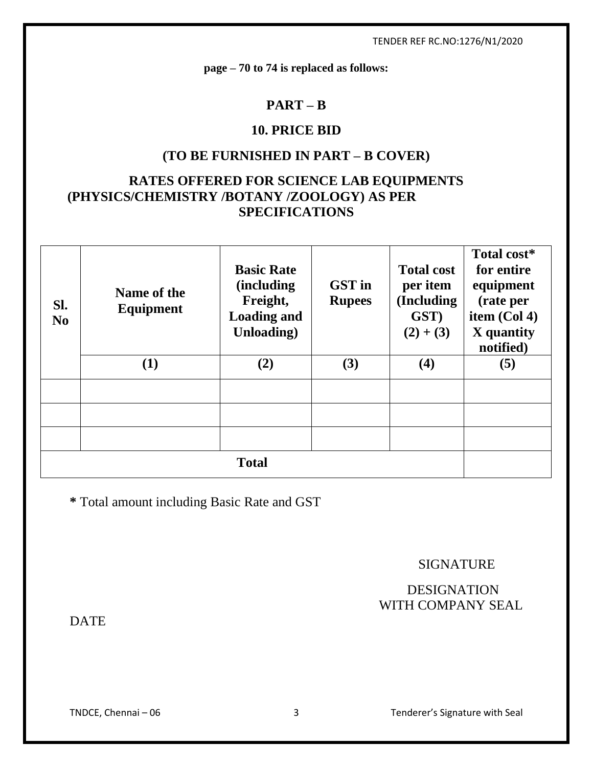**page – 70 to 74 is replaced as follows:**

# PART – B

## 10. PRICE BID

## (TO BE FURNISHED IN PART – B COVER)

## RATES OFFERED FOR SCIENCE LAB EQUIPMENTS (PHYSICS/CHEMISTRY /BOTANY /ZOOLOGY) AS PER SPECIFICATIONS

| Sl. No | Name of the Equipment | Basic Rate (including Freight, Loading and Unloading) | GST in Rupees | Total cost per item (Including GST) (2) + (3) | Total cost* for entire equipment (rate per item (Col 4) X quantity notified) |
|---|---|---|---|---|---|
| | **(1)** | **(2)** | **(3)** | **(4)** | **(5)** |
| | | | | | |
| | | | | | |
| | | | | | |
| **Total** | | | | | |

**\*** Total amount including Basic Rate and GST

SIGNATURE

DESIGNATION
WITH COMPANY SEAL

DATE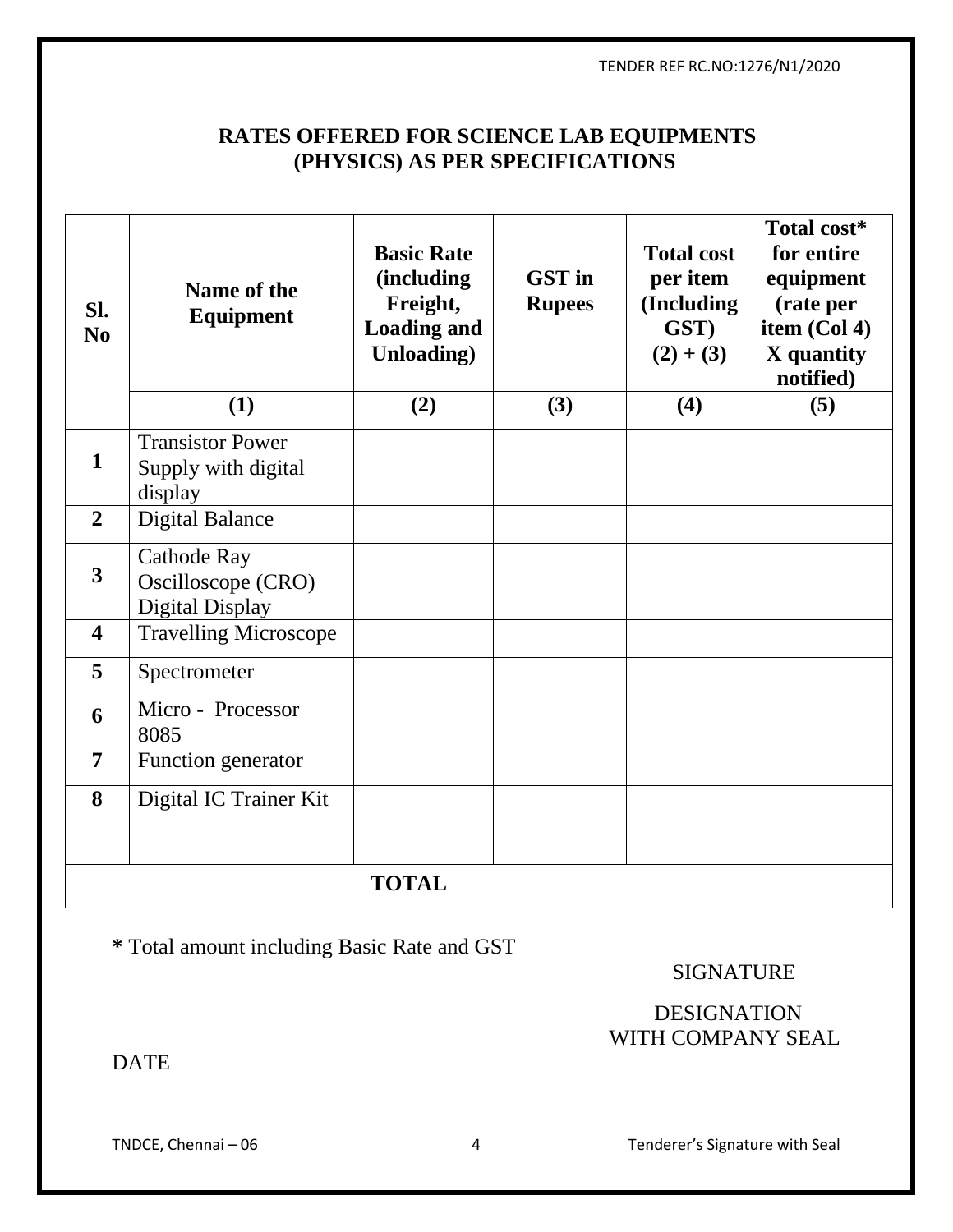## RATES OFFERED FOR SCIENCE LAB EQUIPMENTS (PHYSICS) AS PER SPECIFICATIONS

| Sl. No | Name of the Equipment | Basic Rate (including Freight, Loading and Unloading) | GST in Rupees | Total cost per item (Including GST) (2) + (3) | Total cost* for entire equipment (rate per item (Col 4) X quantity notified) |
|---|---|---|---|---|---|
| | (1) | (2) | (3) | (4) | (5) |
| 1 | Transistor Power Supply with digital display | | | | |
| 2 | Digital Balance | | | | |
| 3 | Cathode Ray Oscilloscope (CRO) Digital Display | | | | |
| 4 | Travelling Microscope | | | | |
| 5 | Spectrometer | | | | |
| 6 | Micro - Processor 8085 | | | | |
| 7 | Function generator | | | | |
| 8 | Digital IC Trainer Kit | | | | |
| | **TOTAL** | | | | |

**\*** Total amount including Basic Rate and GST

SIGNATURE

DESIGNATION
WITH COMPANY SEAL

DATE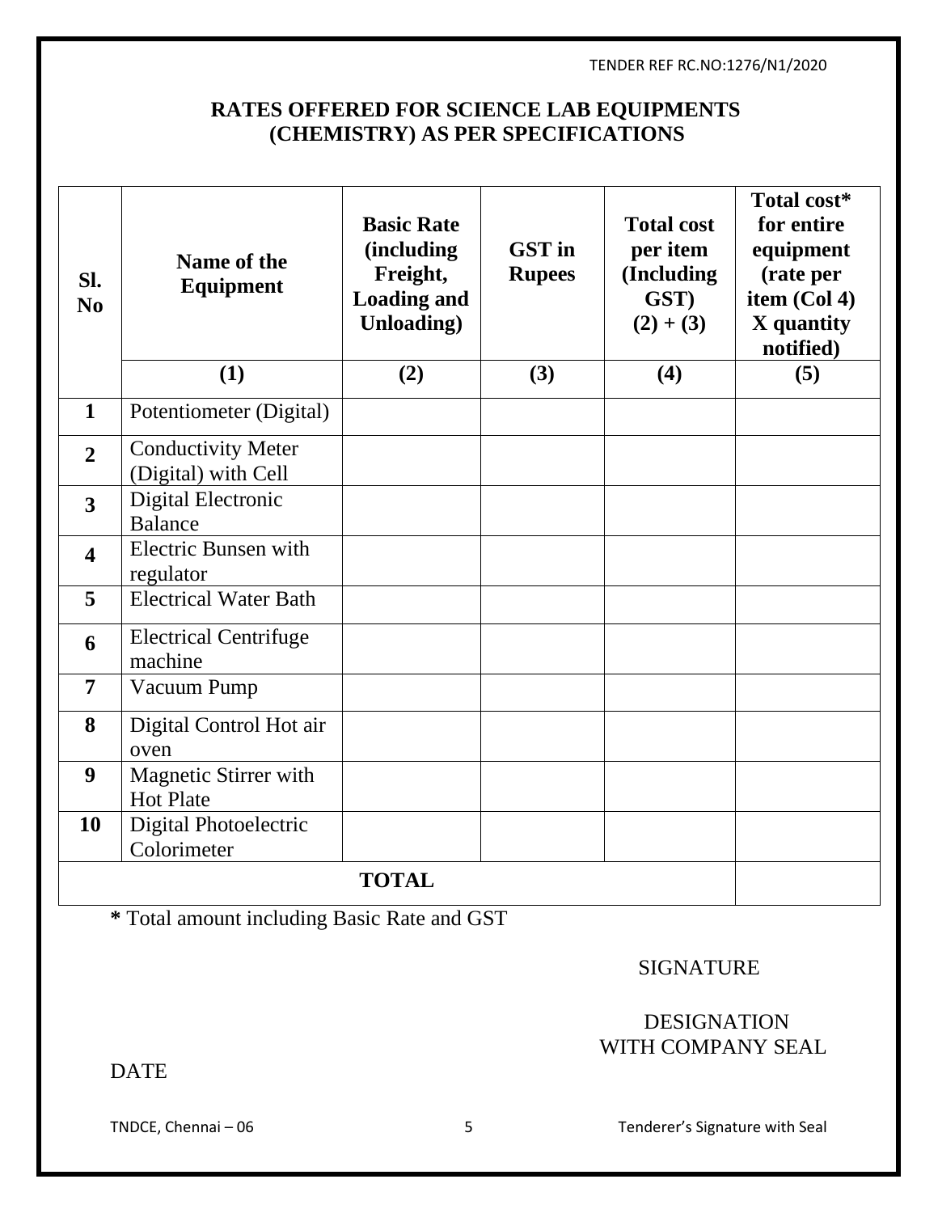TENDER REF RC.NO:1276/N1/2020

## RATES OFFERED FOR SCIENCE LAB EQUIPMENTS (CHEMISTRY) AS PER SPECIFICATIONS

| Sl. No | Name of the Equipment | Basic Rate (including Freight, Loading and Unloading) | GST in Rupees | Total cost per item (Including GST) (2) + (3) | Total cost* for entire equipment (rate per item (Col 4) X quantity notified) |
|---|---|---|---|---|---|
| | **(1)** | **(2)** | **(3)** | **(4)** | **(5)** |
| **1** | Potentiometer (Digital) | | | | |
| **2** | Conductivity Meter (Digital) with Cell | | | | |
| **3** | Digital Electronic Balance | | | | |
| **4** | Electric Bunsen with regulator | | | | |
| **5** | Electrical Water Bath | | | | |
| **6** | Electrical Centrifuge machine | | | | |
| **7** | Vacuum Pump | | | | |
| **8** | Digital Control Hot air oven | | | | |
| **9** | Magnetic Stirrer with Hot Plate | | | | |
| **10** | Digital Photoelectric Colorimeter | | | | |
| | **TOTAL** | | | | |

**\*** Total amount including Basic Rate and GST

SIGNATURE

DESIGNATION
WITH COMPANY SEAL

DATE

TNDCE, Chennai – 06 | Tenderer's Signature with Seal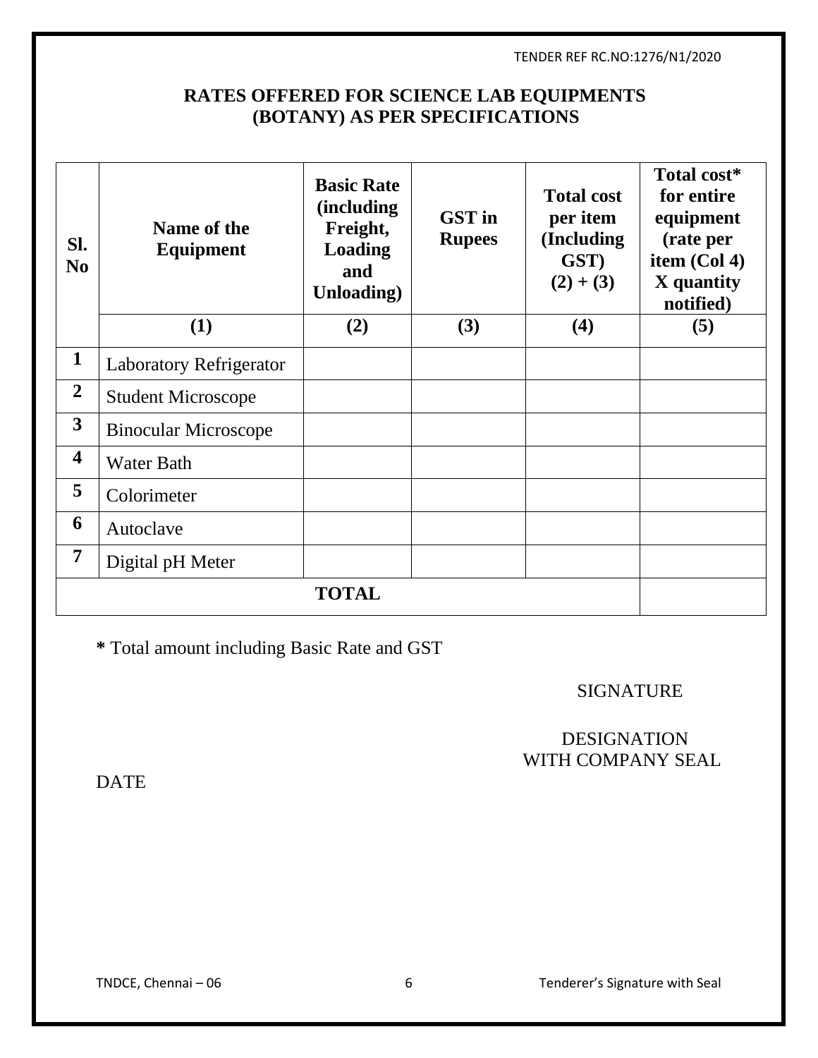TENDER REF RC.NO:1276/N1/2020

## RATES OFFERED FOR SCIENCE LAB EQUIPMENTS (BOTANY) AS PER SPECIFICATIONS

| Sl. No | Name of the Equipment | Basic Rate (including Freight, Loading and Unloading) | GST in Rupees | Total cost per item (Including GST) (2) + (3) | Total cost* for entire equipment (rate per item (Col 4) X quantity notified) |
|---|---|---|---|---|---|
| | (1) | (2) | (3) | (4) | (5) |
| 1 | Laboratory Refrigerator | | | | |
| 2 | Student Microscope | | | | |
| 3 | Binocular Microscope | | | | |
| 4 | Water Bath | | | | |
| 5 | Colorimeter | | | | |
| 6 | Autoclave | | | | |
| 7 | Digital pH Meter | | | | |
| **TOTAL** | | | | | |

**\*** Total amount including Basic Rate and GST

SIGNATURE

DESIGNATION
WITH COMPANY SEAL

DATE

TNDCE, Chennai – 06

Tenderer's Signature with Seal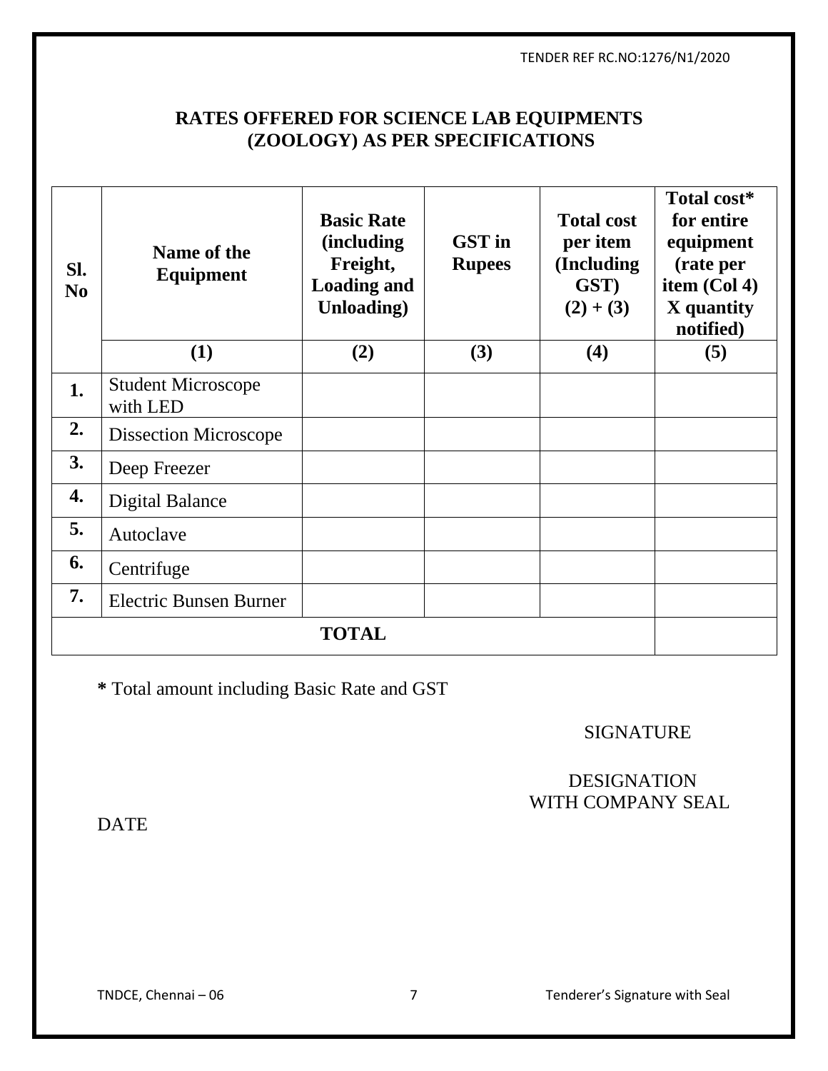TENDER REF RC.NO:1276/N1/2020

## RATES OFFERED FOR SCIENCE LAB EQUIPMENTS (ZOOLOGY) AS PER SPECIFICATIONS

| Sl. No | Name of the Equipment | Basic Rate (including Freight, Loading and Unloading) | GST in Rupees | Total cost per item (Including GST) (2) + (3) | Total cost* for entire equipment (rate per item (Col 4) X quantity notified) |
|---|---|---|---|---|---|
| | **(1)** | **(2)** | **(3)** | **(4)** | **(5)** |
| **1.** | Student Microscope with LED | | | | |
| **2.** | Dissection Microscope | | | | |
| **3.** | Deep Freezer | | | | |
| **4.** | Digital Balance | | | | |
| **5.** | Autoclave | | | | |
| **6.** | Centrifuge | | | | |
| **7.** | Electric Bunsen Burner | | | | |
| | **TOTAL** | | | | |

**\*** Total amount including Basic Rate and GST

SIGNATURE

DESIGNATION
WITH COMPANY SEAL

DATE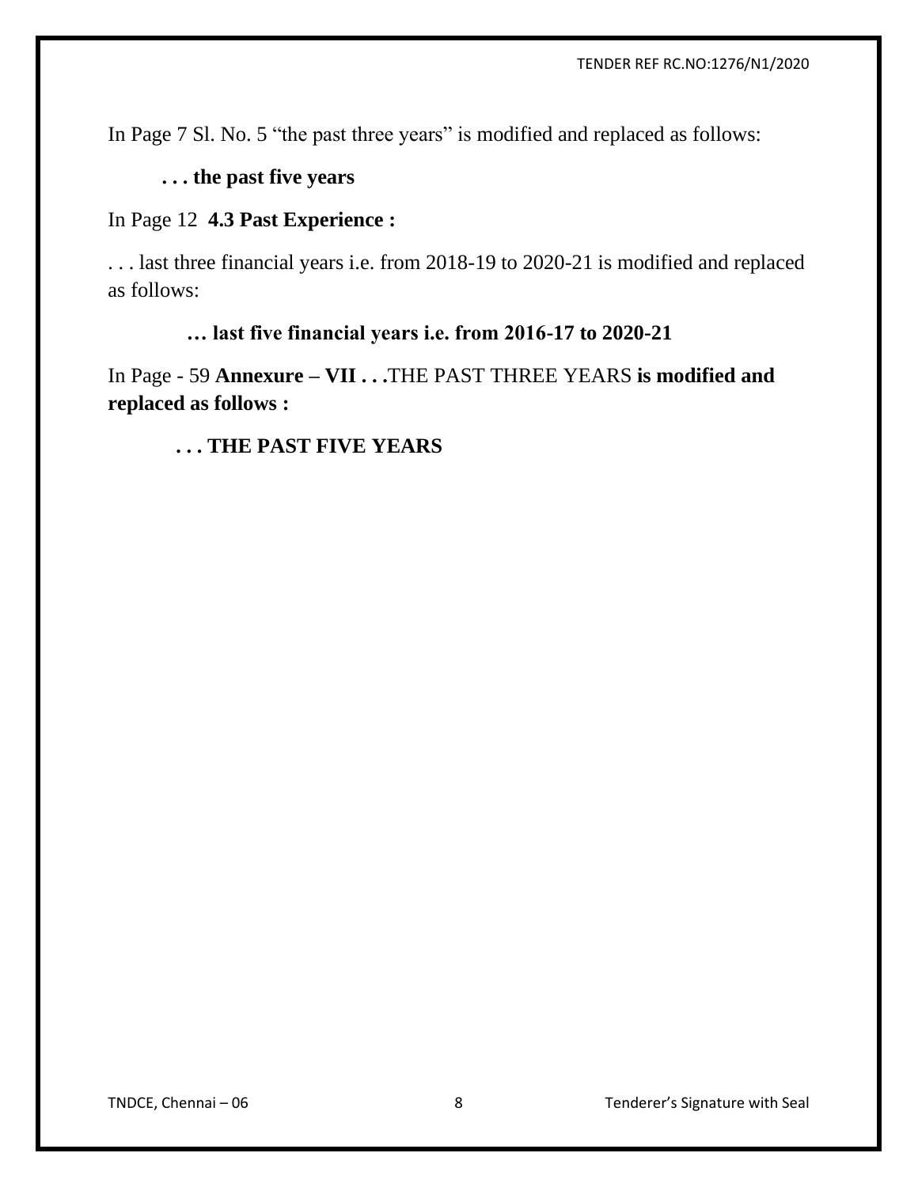In Page 7 Sl. No. 5 "the past three years" is modified and replaced as follows:

**. . . the past five years**

In Page 12 **4.3 Past Experience :**

. . . last three financial years i.e. from 2018-19 to 2020-21 is modified and replaced as follows:

**… last five financial years i.e. from 2016-17 to 2020-21**

In Page - 59 **Annexure – VII . . .**THE PAST THREE YEARS **is modified and replaced as follows :**

**. . . THE PAST FIVE YEARS**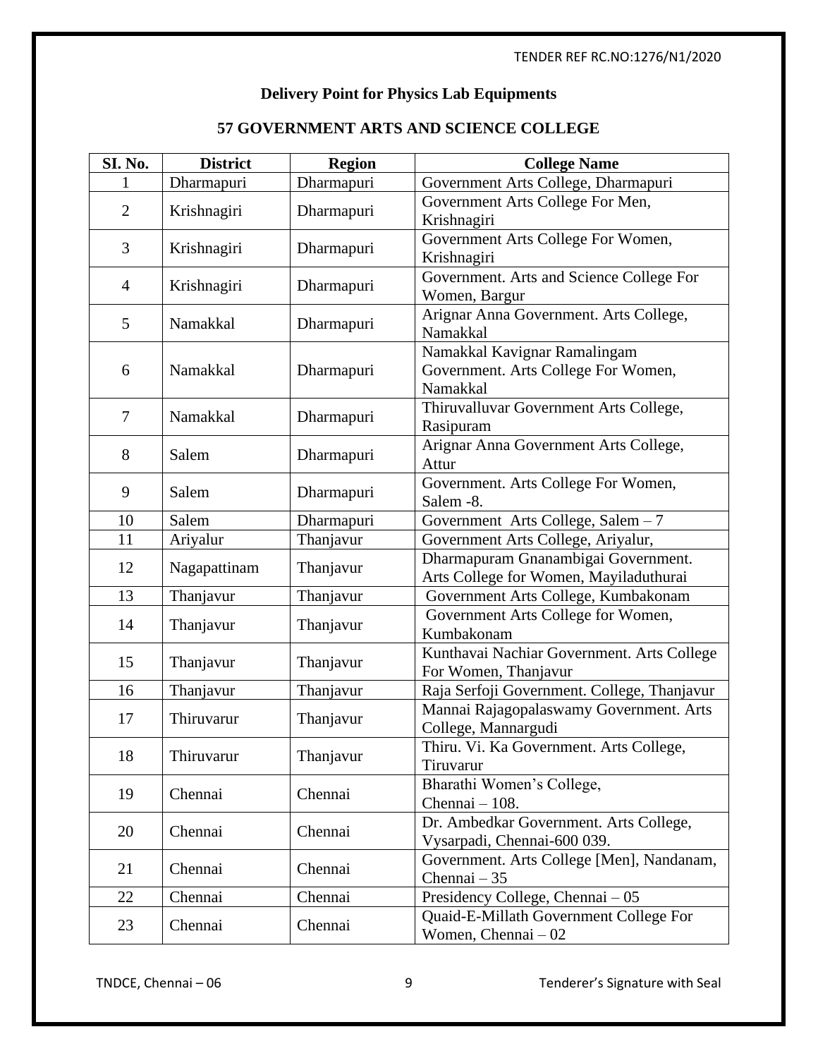### Delivery Point for Physics Lab Equipments

### 57 GOVERNMENT ARTS AND SCIENCE COLLEGE

| SI. No. | District | Region | College Name |
|---|---|---|---|
| 1 | Dharmapuri | Dharmapuri | Government Arts College, Dharmapuri |
| 2 | Krishnagiri | Dharmapuri | Government Arts College For Men, Krishnagiri |
| 3 | Krishnagiri | Dharmapuri | Government Arts College For Women, Krishnagiri |
| 4 | Krishnagiri | Dharmapuri | Government. Arts and Science College For Women, Bargur |
| 5 | Namakkal | Dharmapuri | Arignar Anna Government. Arts College, Namakkal |
| 6 | Namakkal | Dharmapuri | Namakkal Kavignar Ramalingam Government. Arts College For Women, Namakkal |
| 7 | Namakkal | Dharmapuri | Thiruvalluvar Government Arts College, Rasipuram |
| 8 | Salem | Dharmapuri | Arignar Anna Government Arts College, Attur |
| 9 | Salem | Dharmapuri | Government. Arts College For Women, Salem -8. |
| 10 | Salem | Dharmapuri | Government Arts College, Salem – 7 |
| 11 | Ariyalur | Thanjavur | Government Arts College, Ariyalur, |
| 12 | Nagapattinam | Thanjavur | Dharmapuram Gnanambigai Government. Arts College for Women, Mayiladuthurai |
| 13 | Thanjavur | Thanjavur | Government Arts College, Kumbakonam |
| 14 | Thanjavur | Thanjavur | Government Arts College for Women, Kumbakonam |
| 15 | Thanjavur | Thanjavur | Kunthavai Nachiar Government. Arts College For Women, Thanjavur |
| 16 | Thanjavur | Thanjavur | Raja Serfoji Government. College, Thanjavur |
| 17 | Thiruvarur | Thanjavur | Mannai Rajagopalaswamy Government. Arts College, Mannargudi |
| 18 | Thiruvarur | Thanjavur | Thiru. Vi. Ka Government. Arts College, Tiruvarur |
| 19 | Chennai | Chennai | Bharathi Women's College, Chennai – 108. |
| 20 | Chennai | Chennai | Dr. Ambedkar Government. Arts College, Vysarpadi, Chennai-600 039. |
| 21 | Chennai | Chennai | Government. Arts College [Men], Nandanam, Chennai – 35 |
| 22 | Chennai | Chennai | Presidency College, Chennai – 05 |
| 23 | Chennai | Chennai | Quaid-E-Millath Government College For Women, Chennai – 02 |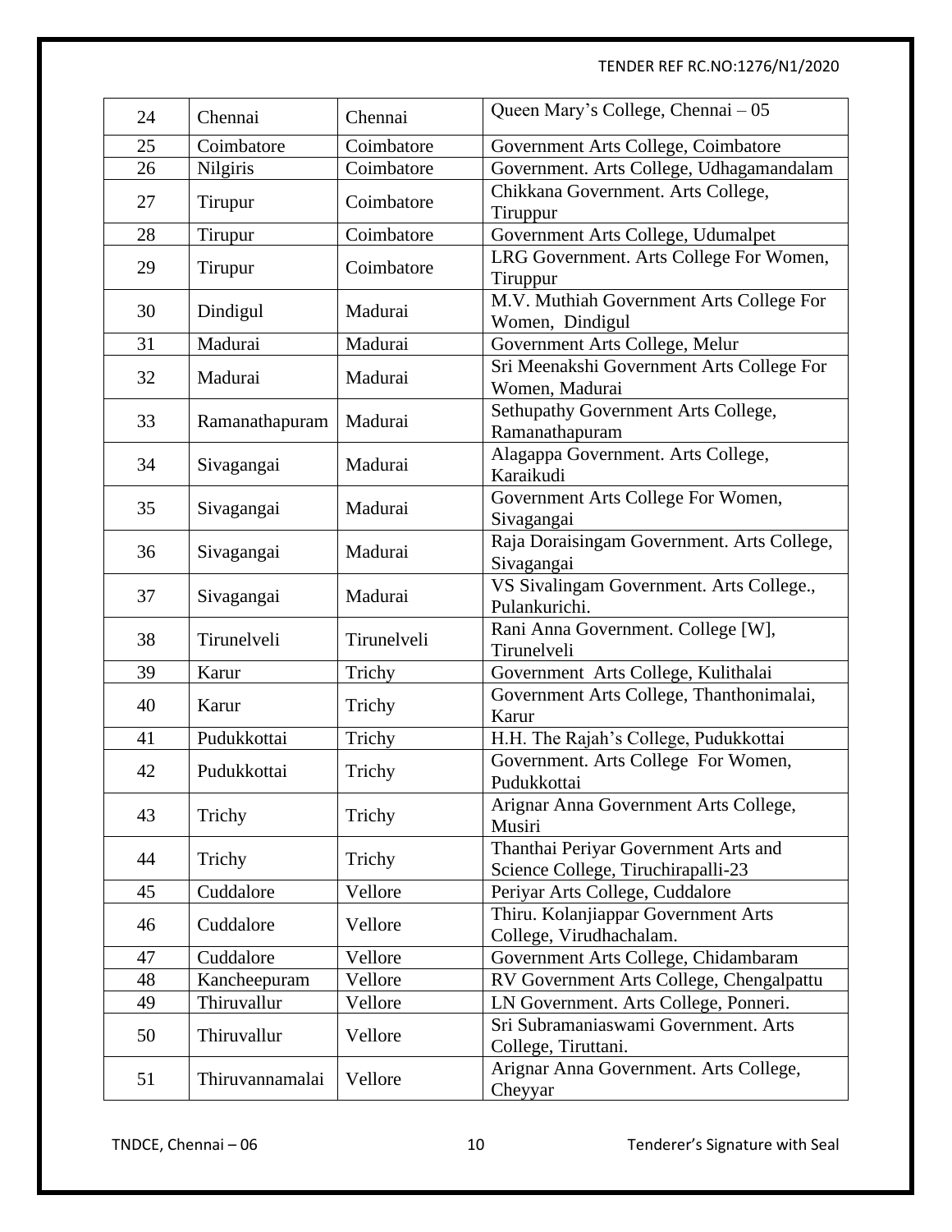| 24 | Chennai | Chennai | Queen Mary's College, Chennai – 05 |
|---|---|---|---|
| 25 | Coimbatore | Coimbatore | Government Arts College, Coimbatore |
| 26 | Nilgiris | Coimbatore | Government. Arts College, Udhagamandalam |
| 27 | Tirupur | Coimbatore | Chikkana Government. Arts College, Tiruppur |
| 28 | Tirupur | Coimbatore | Government Arts College, Udumalpet |
| 29 | Tirupur | Coimbatore | LRG Government. Arts College For Women, Tiruppur |
| 30 | Dindigul | Madurai | M.V. Muthiah Government Arts College For Women, Dindigul |
| 31 | Madurai | Madurai | Government Arts College, Melur |
| 32 | Madurai | Madurai | Sri Meenakshi Government Arts College For Women, Madurai |
| 33 | Ramanathapuram | Madurai | Sethupathy Government Arts College, Ramanathapuram |
| 34 | Sivagangai | Madurai | Alagappa Government. Arts College, Karaikudi |
| 35 | Sivagangai | Madurai | Government Arts College For Women, Sivagangai |
| 36 | Sivagangai | Madurai | Raja Doraisingam Government. Arts College, Sivagangai |
| 37 | Sivagangai | Madurai | VS Sivalingam Government. Arts College., Pulankurichi. |
| 38 | Tirunelveli | Tirunelveli | Rani Anna Government. College [W], Tirunelveli |
| 39 | Karur | Trichy | Government Arts College, Kulithalai |
| 40 | Karur | Trichy | Government Arts College, Thanthonimalai, Karur |
| 41 | Pudukkottai | Trichy | H.H. The Rajah's College, Pudukkottai |
| 42 | Pudukkottai | Trichy | Government. Arts College For Women, Pudukkottai |
| 43 | Trichy | Trichy | Arignar Anna Government Arts College, Musiri |
| 44 | Trichy | Trichy | Thanthai Periyar Government Arts and Science College, Tiruchirapalli-23 |
| 45 | Cuddalore | Vellore | Periyar Arts College, Cuddalore |
| 46 | Cuddalore | Vellore | Thiru. Kolanjiappar Government Arts College, Virudhachalam. |
| 47 | Cuddalore | Vellore | Government Arts College, Chidambaram |
| 48 | Kancheepuram | Vellore | RV Government Arts College, Chengalpattu |
| 49 | Thiruvallur | Vellore | LN Government. Arts College, Ponneri. |
| 50 | Thiruvallur | Vellore | Sri Subramaniaswami Government. Arts College, Tiruttani. |
| 51 | Thiruvannamalai | Vellore | Arignar Anna Government. Arts College, Cheyyar |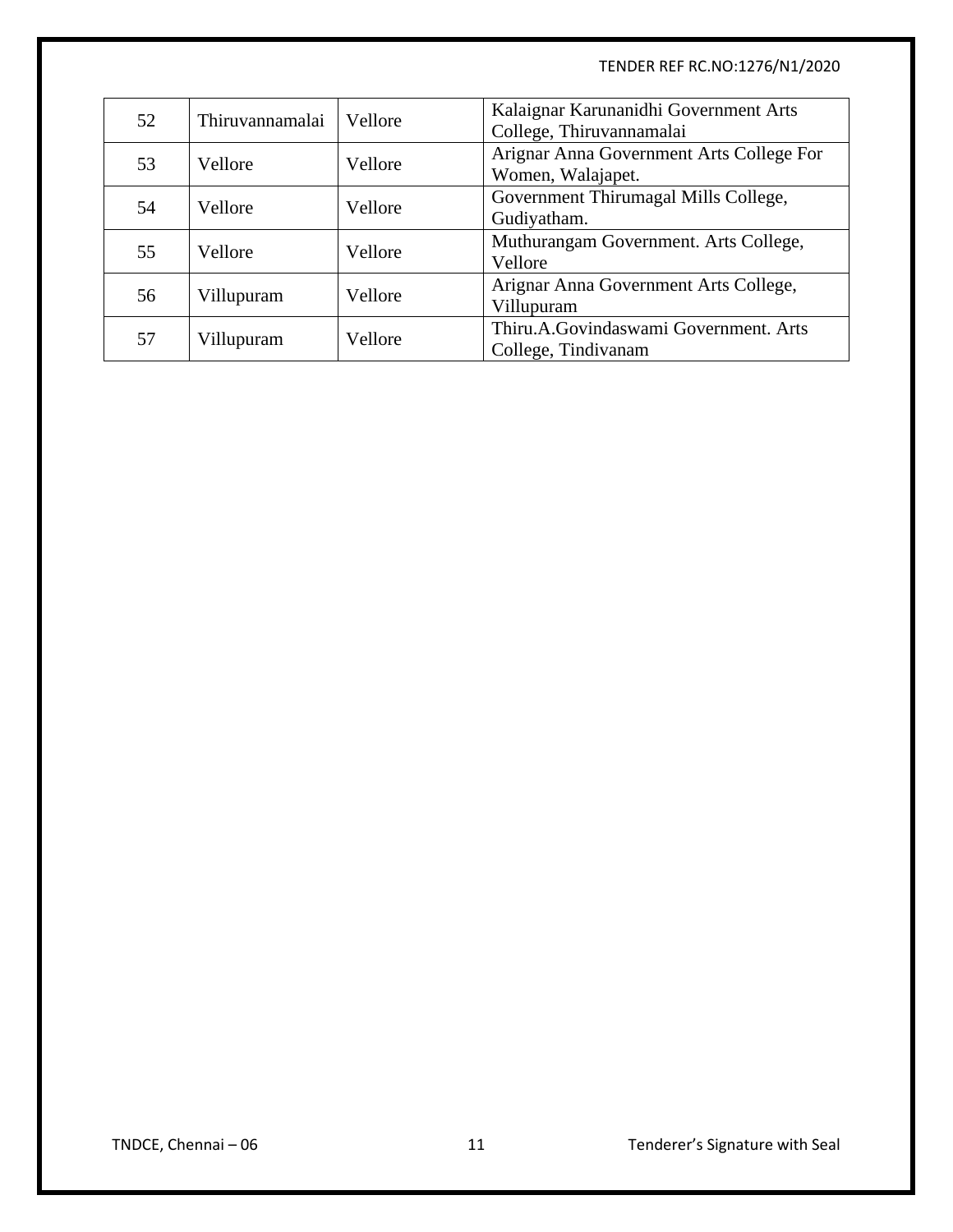| 52 | Thiruvannamalai | Vellore | Kalaignar Karunanidhi Government Arts College, Thiruvannamalai |
|---|---|---|---|
| 53 | Vellore | Vellore | Arignar Anna Government Arts College For Women, Walajapet. |
| 54 | Vellore | Vellore | Government Thirumagal Mills College, Gudiyatham. |
| 55 | Vellore | Vellore | Muthurangam Government. Arts College, Vellore |
| 56 | Villupuram | Vellore | Arignar Anna Government Arts College, Villupuram |
| 57 | Villupuram | Vellore | Thiru.A.Govindaswami Government. Arts College, Tindivanam |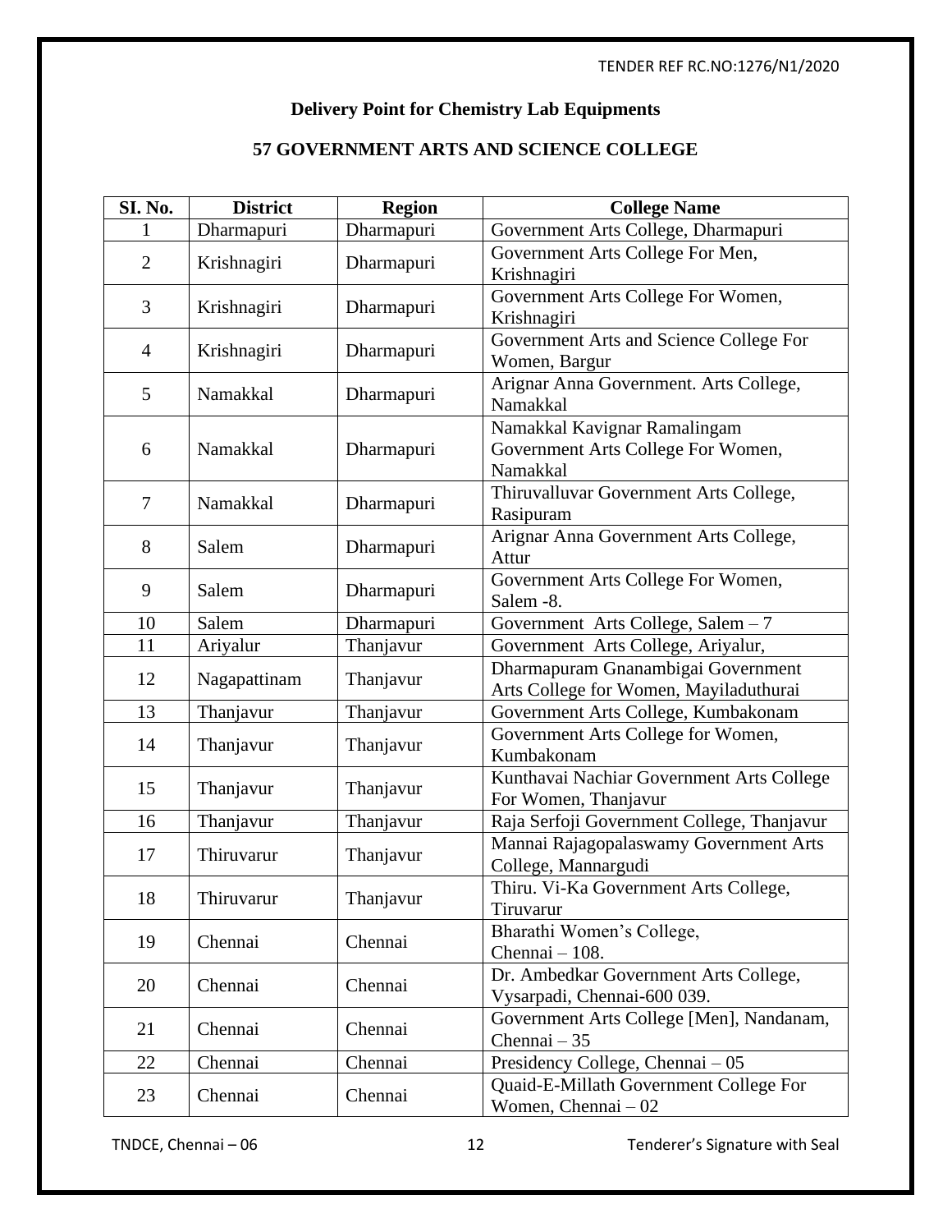## Delivery Point for Chemistry Lab Equipments

## 57 GOVERNMENT ARTS AND SCIENCE COLLEGE

| SI. No. | District | Region | College Name |
|---|---|---|---|
| 1 | Dharmapuri | Dharmapuri | Government Arts College, Dharmapuri |
| 2 | Krishnagiri | Dharmapuri | Government Arts College For Men, Krishnagiri |
| 3 | Krishnagiri | Dharmapuri | Government Arts College For Women, Krishnagiri |
| 4 | Krishnagiri | Dharmapuri | Government Arts and Science College For Women, Bargur |
| 5 | Namakkal | Dharmapuri | Arignar Anna Government. Arts College, Namakkal |
| 6 | Namakkal | Dharmapuri | Namakkal Kavignar Ramalingam Government Arts College For Women, Namakkal |
| 7 | Namakkal | Dharmapuri | Thiruvalluvar Government Arts College, Rasipuram |
| 8 | Salem | Dharmapuri | Arignar Anna Government Arts College, Attur |
| 9 | Salem | Dharmapuri | Government Arts College For Women, Salem -8. |
| 10 | Salem | Dharmapuri | Government Arts College, Salem – 7 |
| 11 | Ariyalur | Thanjavur | Government Arts College, Ariyalur, |
| 12 | Nagapattinam | Thanjavur | Dharmapuram Gnanambigai Government Arts College for Women, Mayiladuthurai |
| 13 | Thanjavur | Thanjavur | Government Arts College, Kumbakonam |
| 14 | Thanjavur | Thanjavur | Government Arts College for Women, Kumbakonam |
| 15 | Thanjavur | Thanjavur | Kunthavai Nachiar Government Arts College For Women, Thanjavur |
| 16 | Thanjavur | Thanjavur | Raja Serfoji Government College, Thanjavur |
| 17 | Thiruvarur | Thanjavur | Mannai Rajagopalaswamy Government Arts College, Mannargudi |
| 18 | Thiruvarur | Thanjavur | Thiru. Vi-Ka Government Arts College, Tiruvarur |
| 19 | Chennai | Chennai | Bharathi Women's College, Chennai – 108. |
| 20 | Chennai | Chennai | Dr. Ambedkar Government Arts College, Vysarpadi, Chennai-600 039. |
| 21 | Chennai | Chennai | Government Arts College [Men], Nandanam, Chennai – 35 |
| 22 | Chennai | Chennai | Presidency College, Chennai – 05 |
| 23 | Chennai | Chennai | Quaid-E-Millath Government College For Women, Chennai – 02 |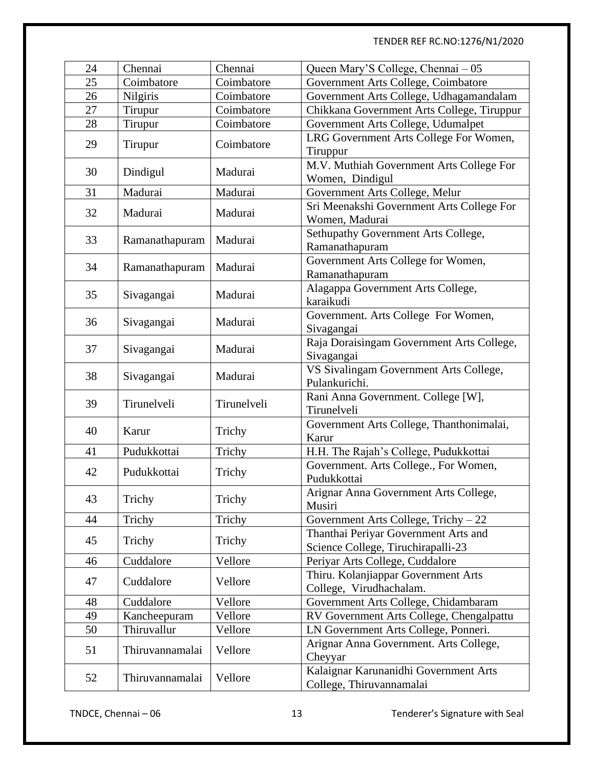| 24 | Chennai | Chennai | Queen Mary'S College, Chennai – 05 |
|---|---|---|---|
| 25 | Coimbatore | Coimbatore | Government Arts College, Coimbatore |
| 26 | Nilgiris | Coimbatore | Government Arts College, Udhagamandalam |
| 27 | Tirupur | Coimbatore | Chikkana Government Arts College, Tiruppur |
| 28 | Tirupur | Coimbatore | Government Arts College, Udumalpet |
| 29 | Tirupur | Coimbatore | LRG Government Arts College For Women, Tiruppur |
| 30 | Dindigul | Madurai | M.V. Muthiah Government Arts College For Women, Dindigul |
| 31 | Madurai | Madurai | Government Arts College, Melur |
| 32 | Madurai | Madurai | Sri Meenakshi Government Arts College For Women, Madurai |
| 33 | Ramanathapuram | Madurai | Sethupathy Government Arts College, Ramanathapuram |
| 34 | Ramanathapuram | Madurai | Government Arts College for Women, Ramanathapuram |
| 35 | Sivagangai | Madurai | Alagappa Government Arts College, karaikudi |
| 36 | Sivagangai | Madurai | Government. Arts College For Women, Sivagangai |
| 37 | Sivagangai | Madurai | Raja Doraisingam Government Arts College, Sivagangai |
| 38 | Sivagangai | Madurai | VS Sivalingam Government Arts College, Pulankurichi. |
| 39 | Tirunelveli | Tirunelveli | Rani Anna Government. College [W], Tirunelveli |
| 40 | Karur | Trichy | Government Arts College, Thanthonimalai, Karur |
| 41 | Pudukkottai | Trichy | H.H. The Rajah's College, Pudukkottai |
| 42 | Pudukkottai | Trichy | Government. Arts College., For Women, Pudukkottai |
| 43 | Trichy | Trichy | Arignar Anna Government Arts College, Musiri |
| 44 | Trichy | Trichy | Government Arts College, Trichy – 22 |
| 45 | Trichy | Trichy | Thanthai Periyar Government Arts and Science College, Tiruchirapalli-23 |
| 46 | Cuddalore | Vellore | Periyar Arts College, Cuddalore |
| 47 | Cuddalore | Vellore | Thiru. Kolanjiappar Government Arts College, Virudhachalam. |
| 48 | Cuddalore | Vellore | Government Arts College, Chidambaram |
| 49 | Kancheepuram | Vellore | RV Government Arts College, Chengalpattu |
| 50 | Thiruvallur | Vellore | LN Government Arts College, Ponneri. |
| 51 | Thiruvannamalai | Vellore | Arignar Anna Government. Arts College, Cheyyar |
| 52 | Thiruvannamalai | Vellore | Kalaignar Karunanidhi Government Arts College, Thiruvannamalai |

Tenderer's Signature with Seal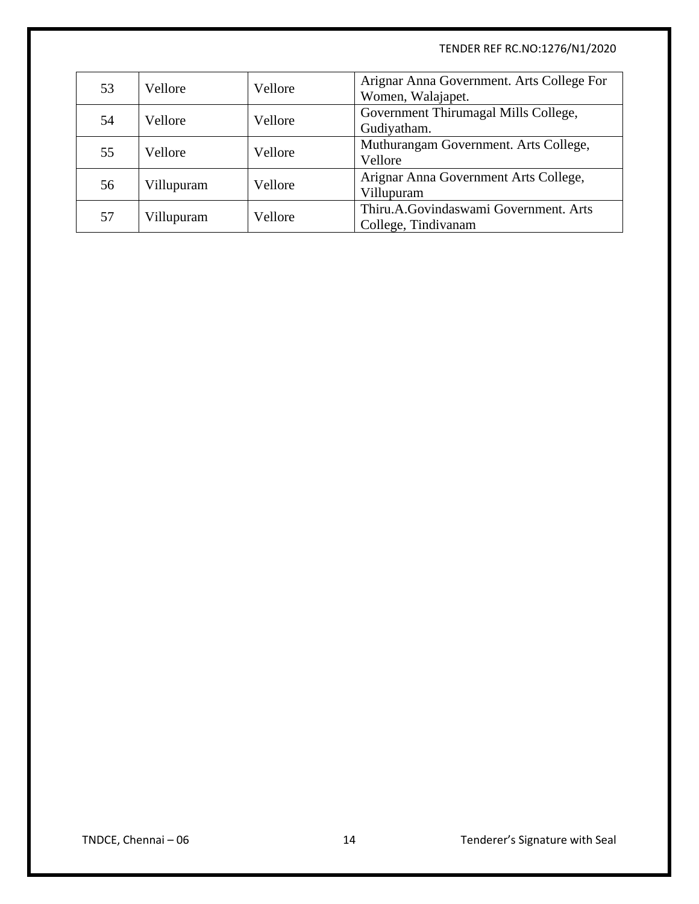| 53 | Vellore | Vellore | Arignar Anna Government. Arts College For Women, Walajapet. |
|---|---|---|---|
| 54 | Vellore | Vellore | Government Thirumagal Mills College, Gudiyatham. |
| 55 | Vellore | Vellore | Muthurangam Government. Arts College, Vellore |
| 56 | Villupuram | Vellore | Arignar Anna Government Arts College, Villupuram |
| 57 | Villupuram | Vellore | Thiru.A.Govindaswami Government. Arts College, Tindivanam |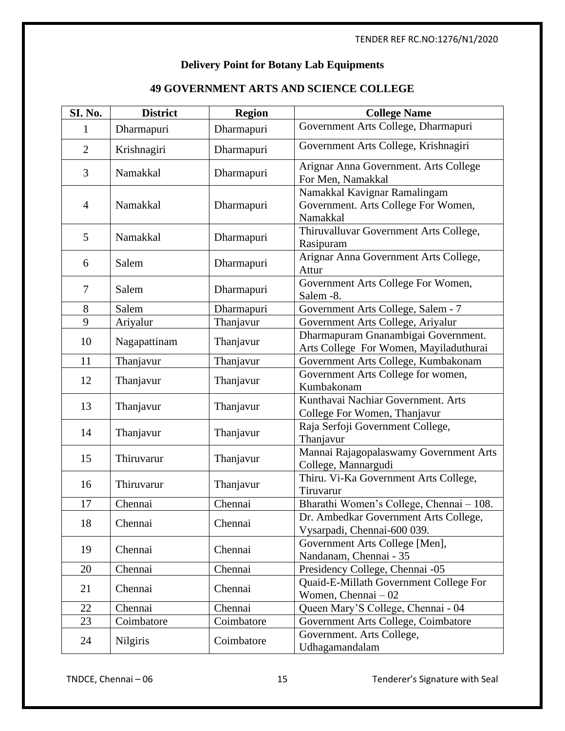## Delivery Point for Botany Lab Equipments

## 49 GOVERNMENT ARTS AND SCIENCE COLLEGE

| SI. No. | District | Region | College Name |
|---|---|---|---|
| 1 | Dharmapuri | Dharmapuri | Government Arts College, Dharmapuri |
| 2 | Krishnagiri | Dharmapuri | Government Arts College, Krishnagiri |
| 3 | Namakkal | Dharmapuri | Arignar Anna Government. Arts College For Men, Namakkal |
| 4 | Namakkal | Dharmapuri | Namakkal Kavignar Ramalingam Government. Arts College For Women, Namakkal |
| 5 | Namakkal | Dharmapuri | Thiruvalluvar Government Arts College, Rasipuram |
| 6 | Salem | Dharmapuri | Arignar Anna Government Arts College, Attur |
| 7 | Salem | Dharmapuri | Government Arts College For Women, Salem -8. |
| 8 | Salem | Dharmapuri | Government Arts College, Salem - 7 |
| 9 | Ariyalur | Thanjavur | Government Arts College, Ariyalur |
| 10 | Nagapattinam | Thanjavur | Dharmapuram Gnanambigai Government. Arts College For Women, Mayiladuthurai |
| 11 | Thanjavur | Thanjavur | Government Arts College, Kumbakonam |
| 12 | Thanjavur | Thanjavur | Government Arts College for women, Kumbakonam |
| 13 | Thanjavur | Thanjavur | Kunthavai Nachiar Government. Arts College For Women, Thanjavur |
| 14 | Thanjavur | Thanjavur | Raja Serfoji Government College, Thanjavur |
| 15 | Thiruvarur | Thanjavur | Mannai Rajagopalaswamy Government Arts College, Mannargudi |
| 16 | Thiruvarur | Thanjavur | Thiru. Vi-Ka Government Arts College, Tiruvarur |
| 17 | Chennai | Chennai | Bharathi Women's College, Chennai – 108. |
| 18 | Chennai | Chennai | Dr. Ambedkar Government Arts College, Vysarpadi, Chennai-600 039. |
| 19 | Chennai | Chennai | Government Arts College [Men], Nandanam, Chennai - 35 |
| 20 | Chennai | Chennai | Presidency College, Chennai -05 |
| 21 | Chennai | Chennai | Quaid-E-Millath Government College For Women, Chennai – 02 |
| 22 | Chennai | Chennai | Queen Mary'S College, Chennai - 04 |
| 23 | Coimbatore | Coimbatore | Government Arts College, Coimbatore |
| 24 | Nilgiris | Coimbatore | Government. Arts College, Udhagamandalam |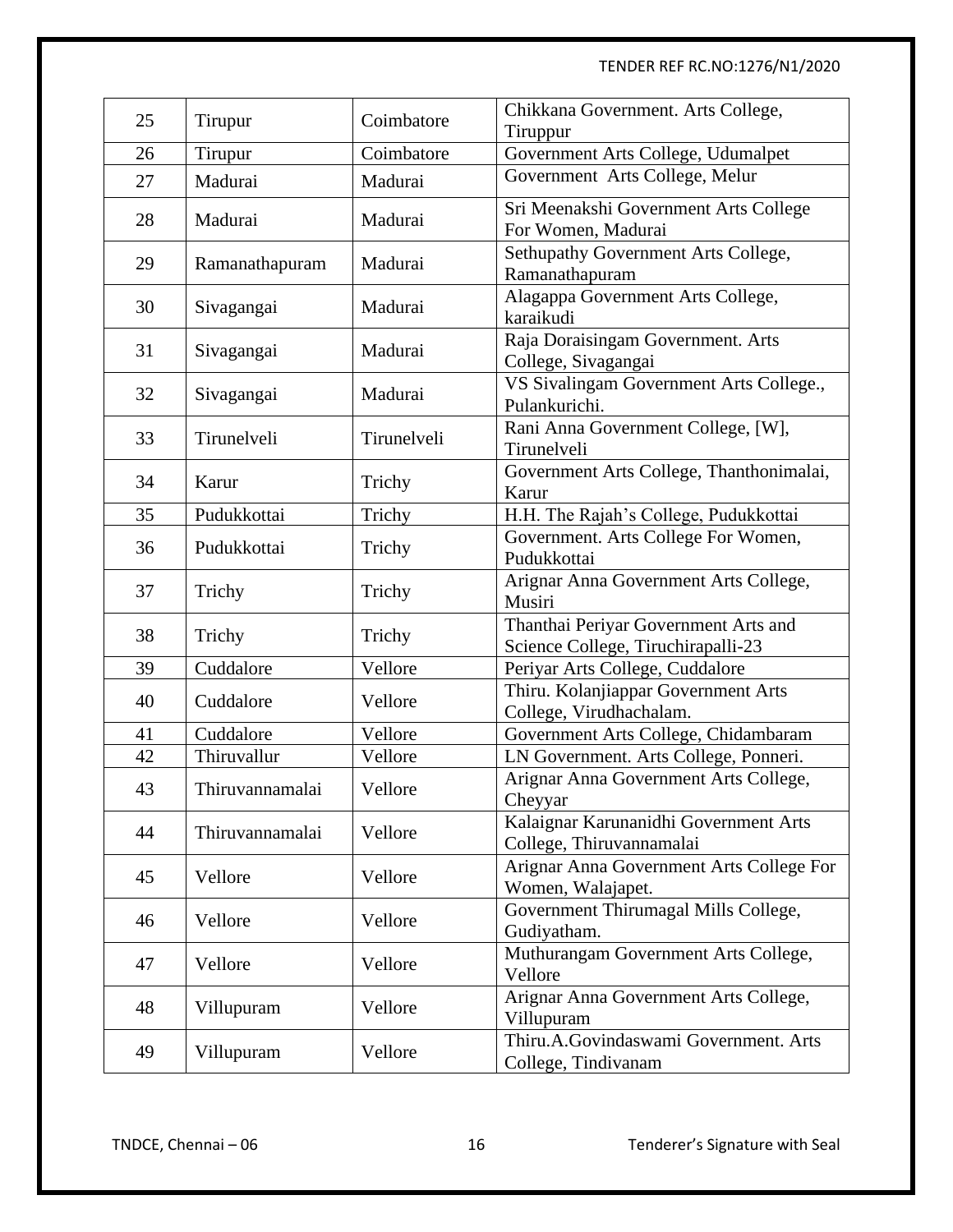| 25 | Tirupur | Coimbatore | Chikkana Government. Arts College, Tiruppur |
|---|---|---|---|
| 26 | Tirupur | Coimbatore | Government Arts College, Udumalpet |
| 27 | Madurai | Madurai | Government Arts College, Melur |
| 28 | Madurai | Madurai | Sri Meenakshi Government Arts College For Women, Madurai |
| 29 | Ramanathapuram | Madurai | Sethupathy Government Arts College, Ramanathapuram |
| 30 | Sivagangai | Madurai | Alagappa Government Arts College, karaikudi |
| 31 | Sivagangai | Madurai | Raja Doraisingam Government. Arts College, Sivagangai |
| 32 | Sivagangai | Madurai | VS Sivalingam Government Arts College., Pulankurichi. |
| 33 | Tirunelveli | Tirunelveli | Rani Anna Government College, [W], Tirunelveli |
| 34 | Karur | Trichy | Government Arts College, Thanthonimalai, Karur |
| 35 | Pudukkottai | Trichy | H.H. The Rajah's College, Pudukkottai |
| 36 | Pudukkottai | Trichy | Government. Arts College For Women, Pudukkottai |
| 37 | Trichy | Trichy | Arignar Anna Government Arts College, Musiri |
| 38 | Trichy | Trichy | Thanthai Periyar Government Arts and Science College, Tiruchirapalli-23 |
| 39 | Cuddalore | Vellore | Periyar Arts College, Cuddalore |
| 40 | Cuddalore | Vellore | Thiru. Kolanjiappar Government Arts College, Virudhachalam. |
| 41 | Cuddalore | Vellore | Government Arts College, Chidambaram |
| 42 | Thiruvallur | Vellore | LN Government. Arts College, Ponneri. |
| 43 | Thiruvannamalai | Vellore | Arignar Anna Government Arts College, Cheyyar |
| 44 | Thiruvannamalai | Vellore | Kalaignar Karunanidhi Government Arts College, Thiruvannamalai |
| 45 | Vellore | Vellore | Arignar Anna Government Arts College For Women, Walajapet. |
| 46 | Vellore | Vellore | Government Thirumagal Mills College, Gudiyatham. |
| 47 | Vellore | Vellore | Muthurangam Government Arts College, Vellore |
| 48 | Villupuram | Vellore | Arignar Anna Government Arts College, Villupuram |
| 49 | Villupuram | Vellore | Thiru.A.Govindaswami Government. Arts College, Tindivanam |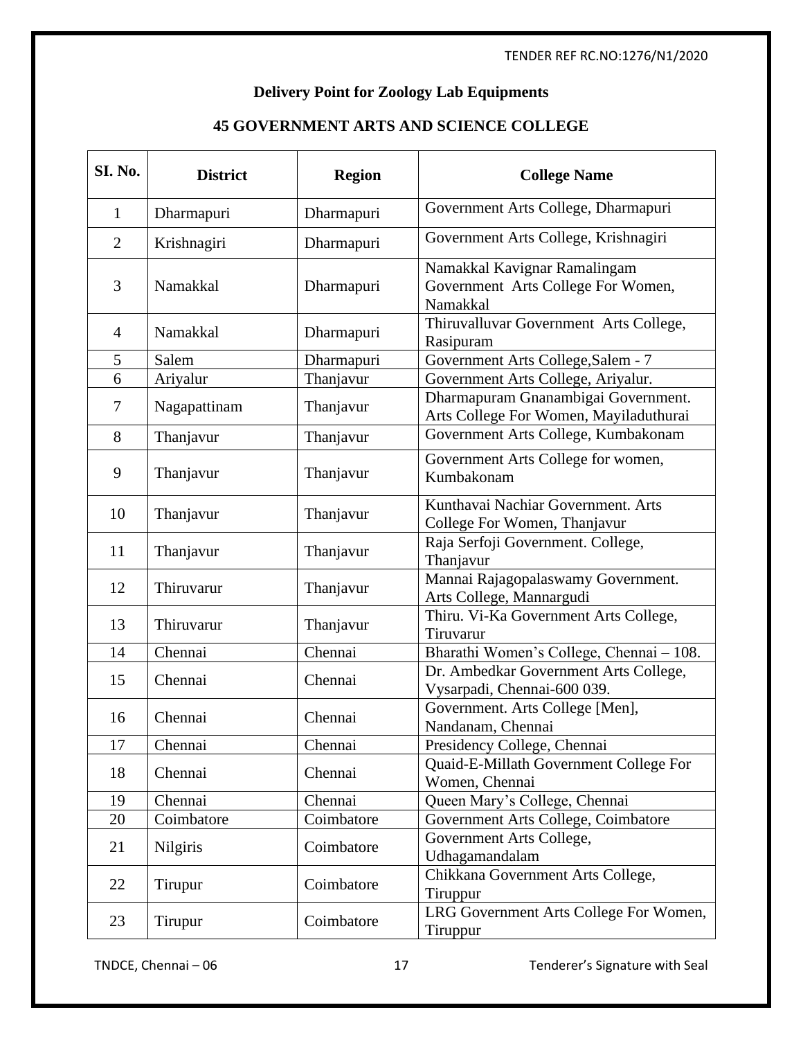**Delivery Point for Zoology Lab Equipments**

**45 GOVERNMENT ARTS AND SCIENCE COLLEGE**

| SI. No. | District | Region | College Name |
|---|---|---|---|
| 1 | Dharmapuri | Dharmapuri | Government Arts College, Dharmapuri |
| 2 | Krishnagiri | Dharmapuri | Government Arts College, Krishnagiri |
| 3 | Namakkal | Dharmapuri | Namakkal Kavignar Ramalingam Government Arts College For Women, Namakkal |
| 4 | Namakkal | Dharmapuri | Thiruvalluvar Government Arts College, Rasipuram |
| 5 | Salem | Dharmapuri | Government Arts College,Salem - 7 |
| 6 | Ariyalur | Thanjavur | Government Arts College, Ariyalur. |
| 7 | Nagapattinam | Thanjavur | Dharmapuram Gnanambigai Government. Arts College For Women, Mayiladuthurai |
| 8 | Thanjavur | Thanjavur | Government Arts College, Kumbakonam |
| 9 | Thanjavur | Thanjavur | Government Arts College for women, Kumbakonam |
| 10 | Thanjavur | Thanjavur | Kunthavai Nachiar Government. Arts College For Women, Thanjavur |
| 11 | Thanjavur | Thanjavur | Raja Serfoji Government. College, Thanjavur |
| 12 | Thiruvarur | Thanjavur | Mannai Rajagopalaswamy Government. Arts College, Mannargudi |
| 13 | Thiruvarur | Thanjavur | Thiru. Vi-Ka Government Arts College, Tiruvarur |
| 14 | Chennai | Chennai | Bharathi Women's College, Chennai – 108. |
| 15 | Chennai | Chennai | Dr. Ambedkar Government Arts College, Vysarpadi, Chennai-600 039. |
| 16 | Chennai | Chennai | Government. Arts College [Men], Nandanam, Chennai |
| 17 | Chennai | Chennai | Presidency College, Chennai |
| 18 | Chennai | Chennai | Quaid-E-Millath Government College For Women, Chennai |
| 19 | Chennai | Chennai | Queen Mary's College, Chennai |
| 20 | Coimbatore | Coimbatore | Government Arts College, Coimbatore |
| 21 | Nilgiris | Coimbatore | Government Arts College, Udhagamandalam |
| 22 | Tirupur | Coimbatore | Chikkana Government Arts College, Tiruppur |
| 23 | Tirupur | Coimbatore | LRG Government Arts College For Women, Tiruppur |

Tenderer's Signature with Seal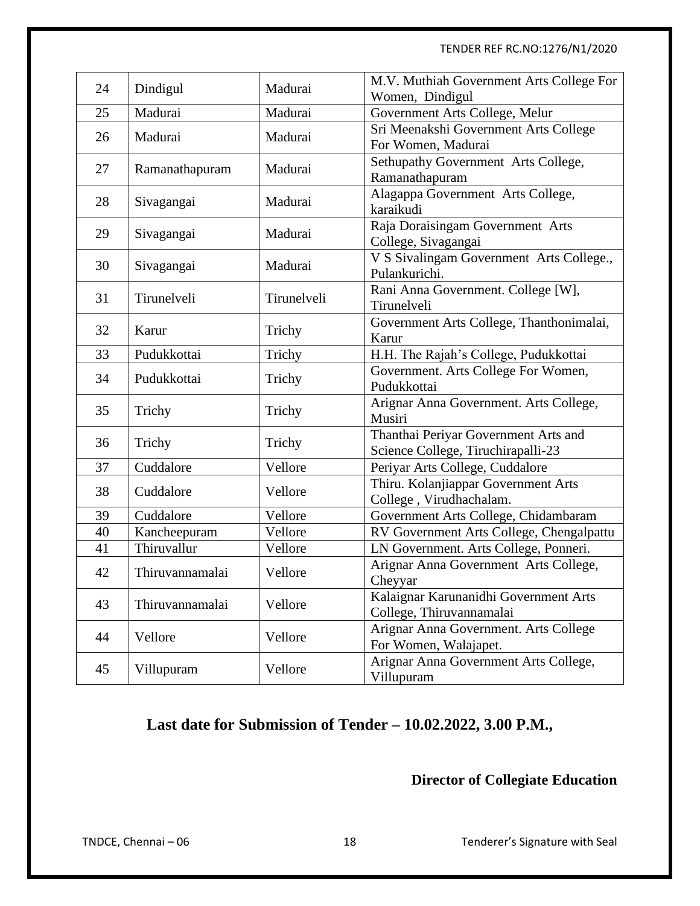| | | | |
|---|---|---|---|
| 24 | Dindigul | Madurai | M.V. Muthiah Government Arts College For Women, Dindigul |
| 25 | Madurai | Madurai | Government Arts College, Melur |
| 26 | Madurai | Madurai | Sri Meenakshi Government Arts College For Women, Madurai |
| 27 | Ramanathapuram | Madurai | Sethupathy Government Arts College, Ramanathapuram |
| 28 | Sivagangai | Madurai | Alagappa Government Arts College, karaikudi |
| 29 | Sivagangai | Madurai | Raja Doraisingam Government Arts College, Sivagangai |
| 30 | Sivagangai | Madurai | V S Sivalingam Government Arts College., Pulankurichi. |
| 31 | Tirunelveli | Tirunelveli | Rani Anna Government. College [W], Tirunelveli |
| 32 | Karur | Trichy | Government Arts College, Thanthonimalai, Karur |
| 33 | Pudukkottai | Trichy | H.H. The Rajah's College, Pudukkottai |
| 34 | Pudukkottai | Trichy | Government. Arts College For Women, Pudukkottai |
| 35 | Trichy | Trichy | Arignar Anna Government. Arts College, Musiri |
| 36 | Trichy | Trichy | Thanthai Periyar Government Arts and Science College, Tiruchirapalli-23 |
| 37 | Cuddalore | Vellore | Periyar Arts College, Cuddalore |
| 38 | Cuddalore | Vellore | Thiru. Kolanjiappar Government Arts College , Virudhachalam. |
| 39 | Cuddalore | Vellore | Government Arts College, Chidambaram |
| 40 | Kancheepuram | Vellore | RV Government Arts College, Chengalpattu |
| 41 | Thiruvallur | Vellore | LN Government. Arts College, Ponneri. |
| 42 | Thiruvannamalai | Vellore | Arignar Anna Government Arts College, Cheyyar |
| 43 | Thiruvannamalai | Vellore | Kalaignar Karunanidhi Government Arts College, Thiruvannamalai |
| 44 | Vellore | Vellore | Arignar Anna Government. Arts College For Women, Walajapet. |
| 45 | Villupuram | Vellore | Arignar Anna Government Arts College, Villupuram |

**Last date for Submission of Tender – 10.02.2022, 3.00 P.M.,**

**Director of Collegiate Education**

TNDCE, Chennai – 06

Tenderer's Signature with Seal